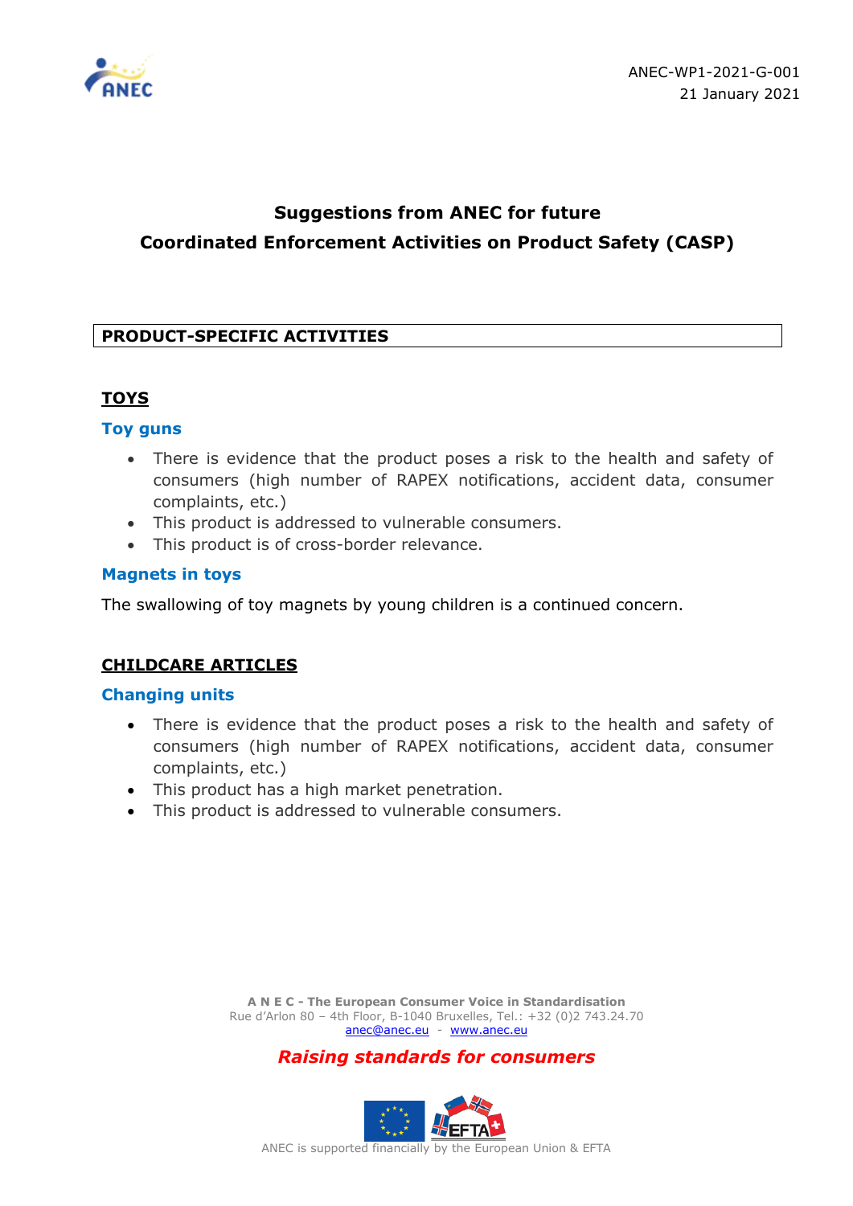ANEC-WP1-2021-G-001
21 January 2021

# Suggestions from ANEC for future Coordinated Enforcement Activities on Product Safety (CASP)

## PRODUCT-SPECIFIC ACTIVITIES

### TOYS

#### Toy guns

- There is evidence that the product poses a risk to the health and safety of consumers (high number of RAPEX notifications, accident data, consumer complaints, etc.)
- This product is addressed to vulnerable consumers.
- This product is of cross-border relevance.

#### Magnets in toys

The swallowing of toy magnets by young children is a continued concern.

### CHILDCARE ARTICLES

#### Changing units

- There is evidence that the product poses a risk to the health and safety of consumers (high number of RAPEX notifications, accident data, consumer complaints, etc.)
- This product has a high market penetration.
- This product is addressed to vulnerable consumers.

**A N E C - The European Consumer Voice in Standardisation**
Rue d'Arlon 80 – 4th Floor, B-1040 Bruxelles, Tel.: +32 (0)2 743.24.70
anec@anec.eu - www.anec.eu

***Raising standards for consumers***

ANEC is supported financially by the European Union & EFTA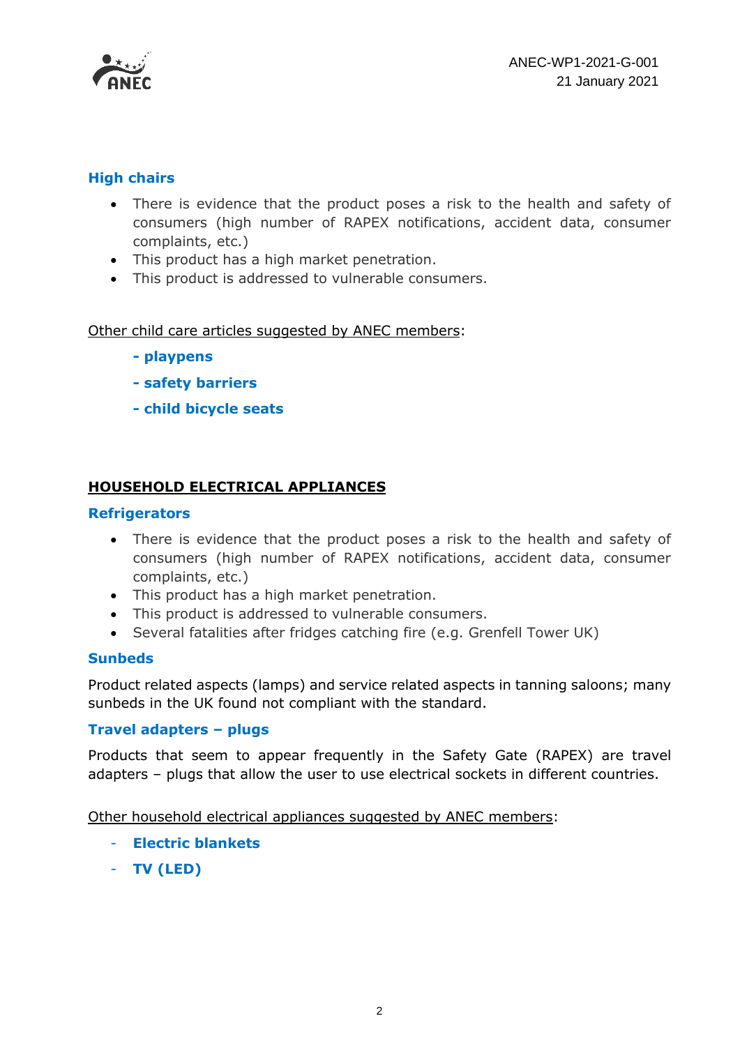### High chairs

- There is evidence that the product poses a risk to the health and safety of consumers (high number of RAPEX notifications, accident data, consumer complaints, etc.)
- This product has a high market penetration.
- This product is addressed to vulnerable consumers.

Other child care articles suggested by ANEC members:

**- playpens**

**- safety barriers**

**- child bicycle seats**

## HOUSEHOLD ELECTRICAL APPLIANCES

### Refrigerators

- There is evidence that the product poses a risk to the health and safety of consumers (high number of RAPEX notifications, accident data, consumer complaints, etc.)
- This product has a high market penetration.
- This product is addressed to vulnerable consumers.
- Several fatalities after fridges catching fire (e.g. Grenfell Tower UK)

### Sunbeds

Product related aspects (lamps) and service related aspects in tanning saloons; many sunbeds in the UK found not compliant with the standard.

### Travel adapters – plugs

Products that seem to appear frequently in the Safety Gate (RAPEX) are travel adapters – plugs that allow the user to use electrical sockets in different countries.

Other household electrical appliances suggested by ANEC members:

- **Electric blankets**
- **TV (LED)**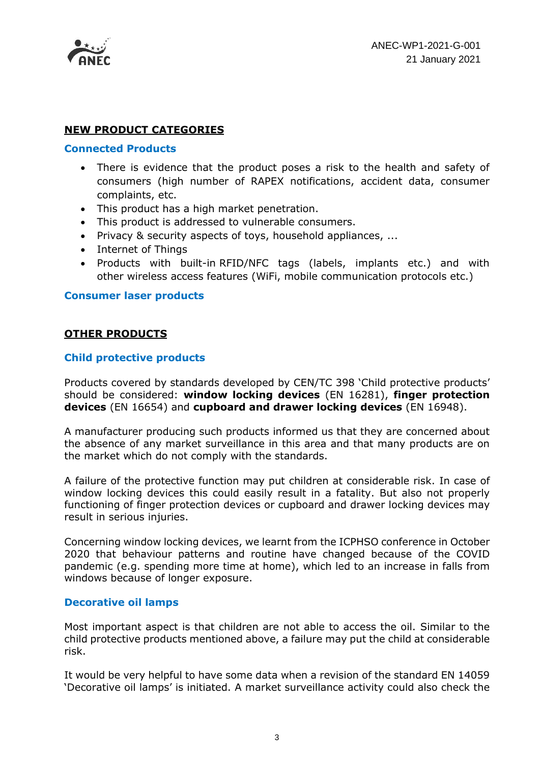## NEW PRODUCT CATEGORIES

### Connected Products

- There is evidence that the product poses a risk to the health and safety of consumers (high number of RAPEX notifications, accident data, consumer complaints, etc.
- This product has a high market penetration.
- This product is addressed to vulnerable consumers.
- Privacy & security aspects of toys, household appliances, ...
- Internet of Things
- Products with built-in RFID/NFC tags (labels, implants etc.) and with other wireless access features (WiFi, mobile communication protocols etc.)

### Consumer laser products

## OTHER PRODUCTS

### Child protective products

Products covered by standards developed by CEN/TC 398 'Child protective products' should be considered: **window locking devices** (EN 16281), **finger protection devices** (EN 16654) and **cupboard and drawer locking devices** (EN 16948).

A manufacturer producing such products informed us that they are concerned about the absence of any market surveillance in this area and that many products are on the market which do not comply with the standards.

A failure of the protective function may put children at considerable risk. In case of window locking devices this could easily result in a fatality. But also not properly functioning of finger protection devices or cupboard and drawer locking devices may result in serious injuries.

Concerning window locking devices, we learnt from the ICPHSO conference in October 2020 that behaviour patterns and routine have changed because of the COVID pandemic (e.g. spending more time at home), which led to an increase in falls from windows because of longer exposure.

### Decorative oil lamps

Most important aspect is that children are not able to access the oil. Similar to the child protective products mentioned above, a failure may put the child at considerable risk.

It would be very helpful to have some data when a revision of the standard EN 14059 'Decorative oil lamps' is initiated. A market surveillance activity could also check the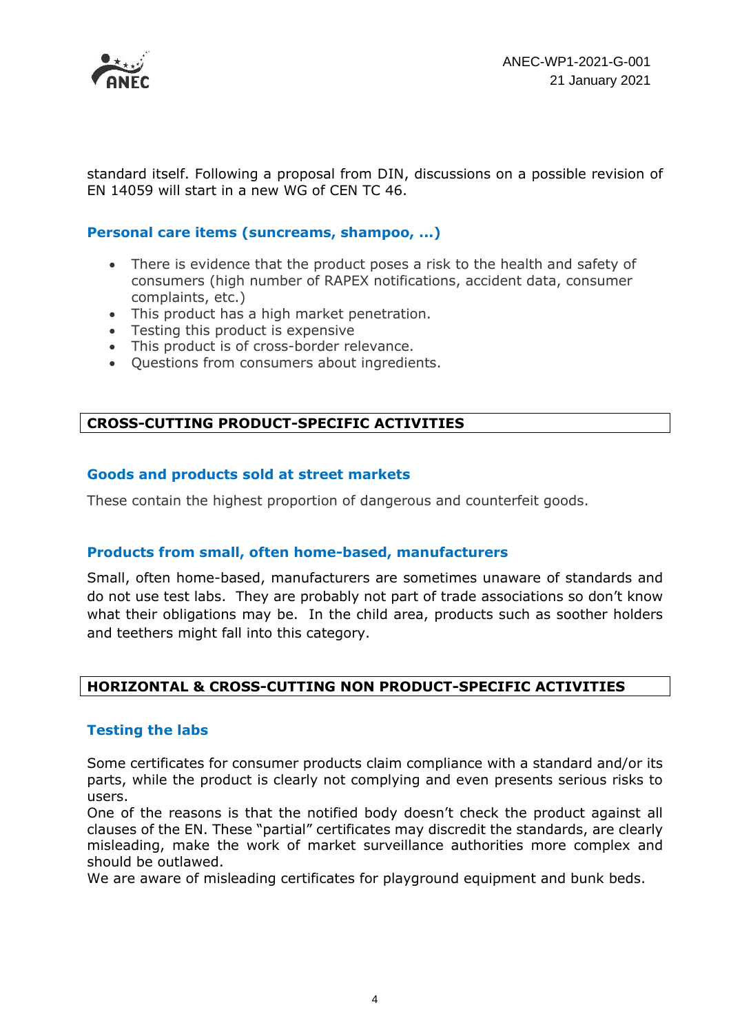standard itself. Following a proposal from DIN, discussions on a possible revision of EN 14059 will start in a new WG of CEN TC 46.

### Personal care items (suncreams, shampoo, …)

- There is evidence that the product poses a risk to the health and safety of consumers (high number of RAPEX notifications, accident data, consumer complaints, etc.)
- This product has a high market penetration.
- Testing this product is expensive
- This product is of cross-border relevance.
- Questions from consumers about ingredients.

## CROSS-CUTTING PRODUCT-SPECIFIC ACTIVITIES

### Goods and products sold at street markets

These contain the highest proportion of dangerous and counterfeit goods.

### Products from small, often home-based, manufacturers

Small, often home-based, manufacturers are sometimes unaware of standards and do not use test labs. They are probably not part of trade associations so don't know what their obligations may be. In the child area, products such as soother holders and teethers might fall into this category.

## HORIZONTAL & CROSS-CUTTING NON PRODUCT-SPECIFIC ACTIVITIES

### Testing the labs

Some certificates for consumer products claim compliance with a standard and/or its parts, while the product is clearly not complying and even presents serious risks to users.
One of the reasons is that the notified body doesn't check the product against all clauses of the EN. These "partial" certificates may discredit the standards, are clearly misleading, make the work of market surveillance authorities more complex and should be outlawed.
We are aware of misleading certificates for playground equipment and bunk beds.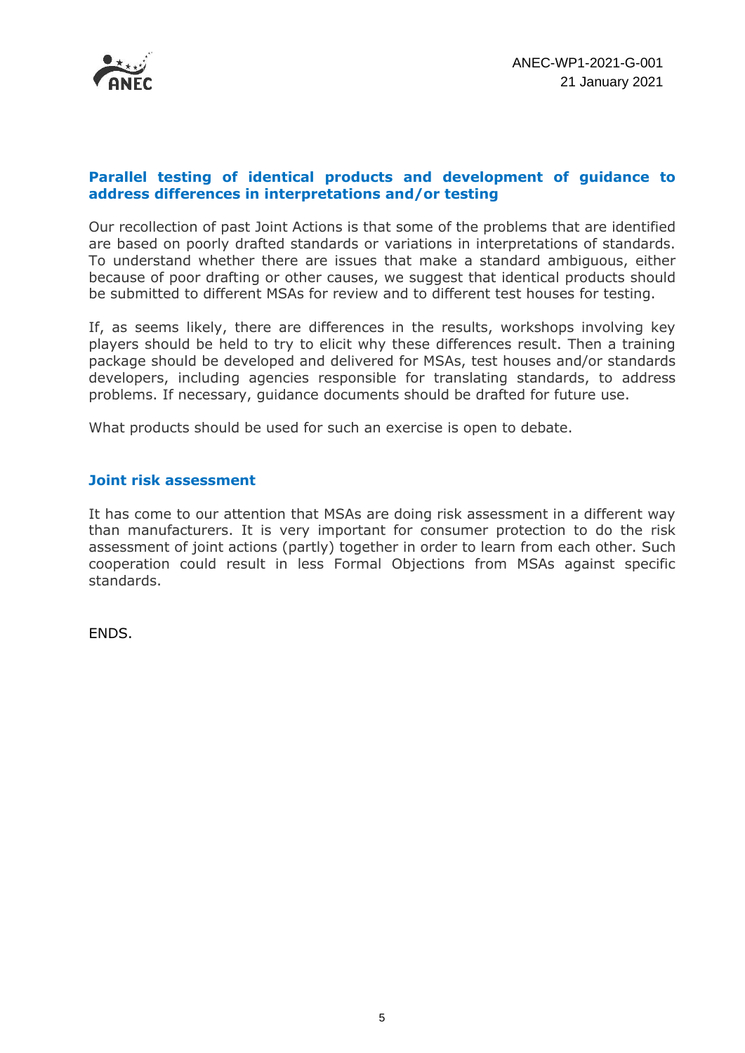## Parallel testing of identical products and development of guidance to address differences in interpretations and/or testing

Our recollection of past Joint Actions is that some of the problems that are identified are based on poorly drafted standards or variations in interpretations of standards. To understand whether there are issues that make a standard ambiguous, either because of poor drafting or other causes, we suggest that identical products should be submitted to different MSAs for review and to different test houses for testing.

If, as seems likely, there are differences in the results, workshops involving key players should be held to try to elicit why these differences result. Then a training package should be developed and delivered for MSAs, test houses and/or standards developers, including agencies responsible for translating standards, to address problems. If necessary, guidance documents should be drafted for future use.

What products should be used for such an exercise is open to debate.

## Joint risk assessment

It has come to our attention that MSAs are doing risk assessment in a different way than manufacturers. It is very important for consumer protection to do the risk assessment of joint actions (partly) together in order to learn from each other. Such cooperation could result in less Formal Objections from MSAs against specific standards.

ENDS.